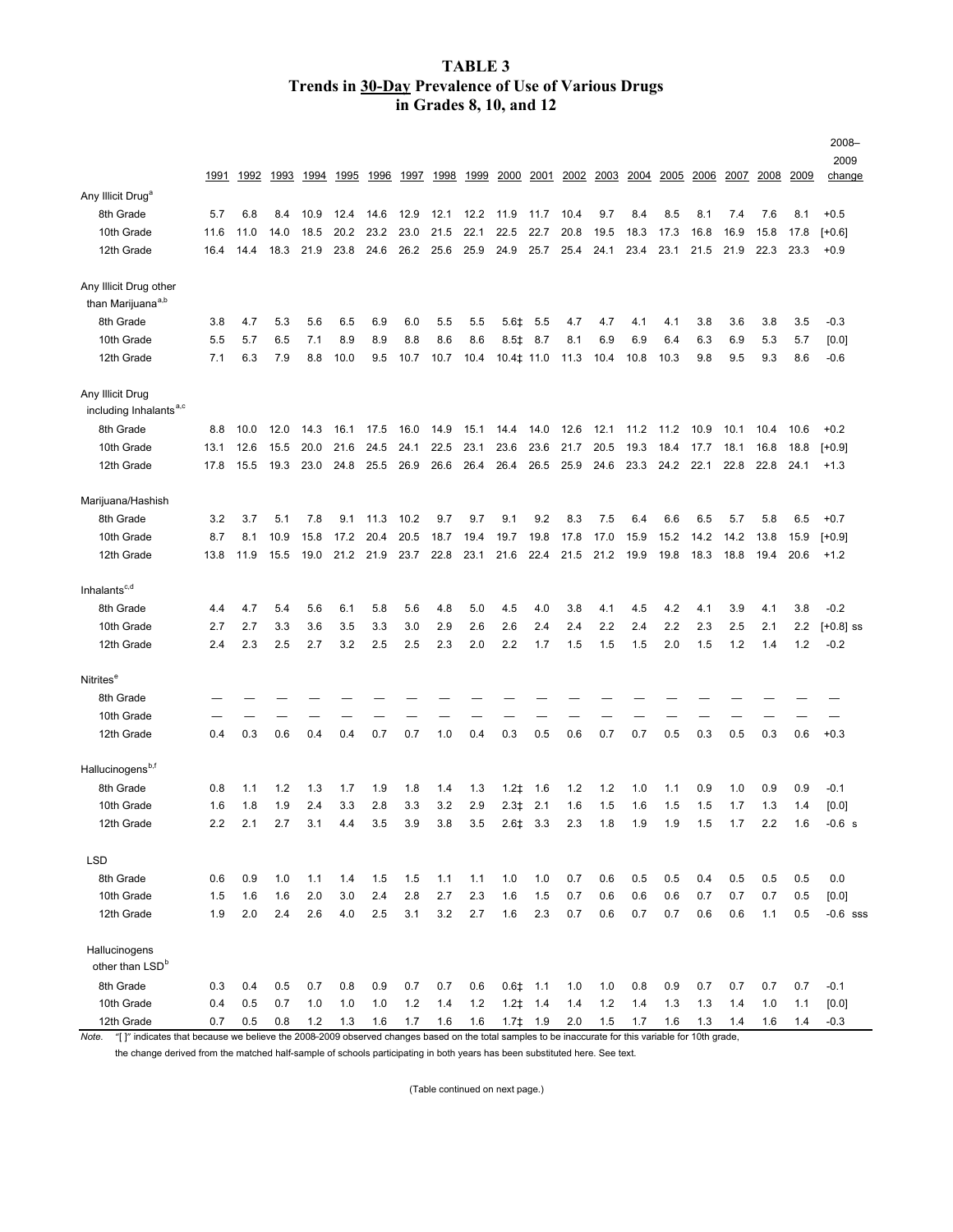# TABLE 3
## Trends in 30-Day Prevalence of Use of Various Drugs in Grades 8, 10, and 12

| | 1991 | 1992 | 1993 | 1994 | 1995 | 1996 | 1997 | 1998 | 1999 | 2000 | 2001 | 2002 | 2003 | 2004 | 2005 | 2006 | 2007 | 2008 | 2009 | 2008–2009 change |
|---|---|---|---|---|---|---|---|---|---|---|---|---|---|---|---|---|---|---|---|---|
| **Any Illicit Drug[a]** | | | | | | | | | | | | | | | | | | | | |
| 8th Grade | 5.7 | 6.8 | 8.4 | 10.9 | 12.4 | 14.6 | 12.9 | 12.1 | 12.2 | 11.9 | 11.7 | 10.4 | 9.7 | 8.4 | 8.5 | 8.1 | 7.4 | 7.6 | 8.1 | +0.5 |
| 10th Grade | 11.6 | 11.0 | 14.0 | 18.5 | 20.2 | 23.2 | 23.0 | 21.5 | 22.1 | 22.5 | 22.7 | 20.8 | 19.5 | 18.3 | 17.3 | 16.8 | 16.9 | 15.8 | 17.8 | [+0.6] |
| 12th Grade | 16.4 | 14.4 | 18.3 | 21.9 | 23.8 | 24.6 | 26.2 | 25.6 | 25.9 | 24.9 | 25.7 | 25.4 | 24.1 | 23.4 | 23.1 | 21.5 | 21.9 | 22.3 | 23.3 | +0.9 |
| **Any Illicit Drug other than Marijuana[a,b]** | | | | | | | | | | | | | | | | | | | | |
| 8th Grade | 3.8 | 4.7 | 5.3 | 5.6 | 6.5 | 6.9 | 6.0 | 5.5 | 5.5 | 5.6‡ | 5.5 | 4.7 | 4.7 | 4.1 | 4.1 | 3.8 | 3.6 | 3.8 | 3.5 | -0.3 |
| 10th Grade | 5.5 | 5.7 | 6.5 | 7.1 | 8.9 | 8.9 | 8.8 | 8.6 | 8.6 | 8.5‡ | 8.7 | 8.1 | 6.9 | 6.9 | 6.4 | 6.3 | 6.9 | 5.3 | 5.7 | [0.0] |
| 12th Grade | 7.1 | 6.3 | 7.9 | 8.8 | 10.0 | 9.5 | 10.7 | 10.7 | 10.4 | 10.4‡ | 11.0 | 11.3 | 10.4 | 10.8 | 10.3 | 9.8 | 9.5 | 9.3 | 8.6 | -0.6 |
| **Any Illicit Drug including Inhalants[a,c]** | | | | | | | | | | | | | | | | | | | | |
| 8th Grade | 8.8 | 10.0 | 12.0 | 14.3 | 16.1 | 17.5 | 16.0 | 14.9 | 15.1 | 14.4 | 14.0 | 12.6 | 12.1 | 11.2 | 11.2 | 10.9 | 10.1 | 10.4 | 10.6 | +0.2 |
| 10th Grade | 13.1 | 12.6 | 15.5 | 20.0 | 21.6 | 24.5 | 24.1 | 22.5 | 23.1 | 23.6 | 23.6 | 21.7 | 20.5 | 19.3 | 18.4 | 17.7 | 18.1 | 16.8 | 18.8 | [+0.9] |
| 12th Grade | 17.8 | 15.5 | 19.3 | 23.0 | 24.8 | 25.5 | 26.9 | 26.6 | 26.4 | 26.4 | 26.5 | 25.9 | 24.6 | 23.3 | 24.2 | 22.1 | 22.8 | 22.8 | 24.1 | +1.3 |
| **Marijuana/Hashish** | | | | | | | | | | | | | | | | | | | | |
| 8th Grade | 3.2 | 3.7 | 5.1 | 7.8 | 9.1 | 11.3 | 10.2 | 9.7 | 9.7 | 9.1 | 9.2 | 8.3 | 7.5 | 6.4 | 6.6 | 6.5 | 5.7 | 5.8 | 6.5 | +0.7 |
| 10th Grade | 8.7 | 8.1 | 10.9 | 15.8 | 17.2 | 20.4 | 20.5 | 18.7 | 19.4 | 19.7 | 19.8 | 17.8 | 17.0 | 15.9 | 15.2 | 14.2 | 14.2 | 13.8 | 15.9 | [+0.9] |
| 12th Grade | 13.8 | 11.9 | 15.5 | 19.0 | 21.2 | 21.9 | 23.7 | 22.8 | 23.1 | 21.6 | 22.4 | 21.5 | 21.2 | 19.9 | 19.8 | 18.3 | 18.8 | 19.4 | 20.6 | +1.2 |
| **Inhalants[c,d]** | | | | | | | | | | | | | | | | | | | | |
| 8th Grade | 4.4 | 4.7 | 5.4 | 5.6 | 6.1 | 5.8 | 5.6 | 4.8 | 5.0 | 4.5 | 4.0 | 3.8 | 4.1 | 4.5 | 4.2 | 4.1 | 3.9 | 4.1 | 3.8 | -0.2 |
| 10th Grade | 2.7 | 2.7 | 3.3 | 3.6 | 3.5 | 3.3 | 3.0 | 2.9 | 2.6 | 2.6 | 2.4 | 2.4 | 2.2 | 2.4 | 2.2 | 2.3 | 2.5 | 2.1 | 2.2 | [+0.8] ss |
| 12th Grade | 2.4 | 2.3 | 2.5 | 2.7 | 3.2 | 2.5 | 2.5 | 2.3 | 2.0 | 2.2 | 1.7 | 1.5 | 1.5 | 1.5 | 2.0 | 1.5 | 1.2 | 1.4 | 1.2 | -0.2 |
| **Nitrites[e]** | | | | | | | | | | | | | | | | | | | | |
| 8th Grade | — | — | — | — | — | — | — | — | — | — | — | — | — | — | — | — | — | — | — | — |
| 10th Grade | — | — | — | — | — | — | — | — | — | — | — | — | — | — | — | — | — | — | — | — |
| 12th Grade | 0.4 | 0.3 | 0.6 | 0.4 | 0.4 | 0.7 | 0.7 | 1.0 | 0.4 | 0.3 | 0.5 | 0.6 | 0.7 | 0.7 | 0.5 | 0.3 | 0.5 | 0.3 | 0.6 | +0.3 |
| **Hallucinogens[b,f]** | | | | | | | | | | | | | | | | | | | | |
| 8th Grade | 0.8 | 1.1 | 1.2 | 1.3 | 1.7 | 1.9 | 1.8 | 1.4 | 1.3 | 1.2‡ | 1.6 | 1.2 | 1.2 | 1.0 | 1.1 | 0.9 | 1.0 | 0.9 | 0.9 | -0.1 |
| 10th Grade | 1.6 | 1.8 | 1.9 | 2.4 | 3.3 | 2.8 | 3.3 | 3.2 | 2.9 | 2.3‡ | 2.1 | 1.6 | 1.5 | 1.6 | 1.5 | 1.5 | 1.7 | 1.3 | 1.4 | [0.0] |
| 12th Grade | 2.2 | 2.1 | 2.7 | 3.1 | 4.4 | 3.5 | 3.9 | 3.8 | 3.5 | 2.6‡ | 3.3 | 2.3 | 1.8 | 1.9 | 1.9 | 1.5 | 1.7 | 2.2 | 1.6 | -0.6 s |
| **LSD** | | | | | | | | | | | | | | | | | | | | |
| 8th Grade | 0.6 | 0.9 | 1.0 | 1.1 | 1.4 | 1.5 | 1.5 | 1.1 | 1.1 | 1.0 | 1.0 | 0.7 | 0.6 | 0.5 | 0.5 | 0.4 | 0.5 | 0.5 | 0.5 | 0.0 |
| 10th Grade | 1.5 | 1.6 | 1.6 | 2.0 | 3.0 | 2.4 | 2.8 | 2.7 | 2.3 | 1.6 | 1.5 | 0.7 | 0.6 | 0.6 | 0.6 | 0.7 | 0.7 | 0.7 | 0.5 | [0.0] |
| 12th Grade | 1.9 | 2.0 | 2.4 | 2.6 | 4.0 | 2.5 | 3.1 | 3.2 | 2.7 | 1.6 | 2.3 | 0.7 | 0.6 | 0.7 | 0.7 | 0.6 | 0.6 | 1.1 | 0.5 | -0.6 sss |
| **Hallucinogens other than LSD[b]** | | | | | | | | | | | | | | | | | | | | |
| 8th Grade | 0.3 | 0.4 | 0.5 | 0.7 | 0.8 | 0.9 | 0.7 | 0.7 | 0.6 | 0.6‡ | 1.1 | 1.0 | 1.0 | 0.8 | 0.9 | 0.7 | 0.7 | 0.7 | 0.7 | -0.1 |
| 10th Grade | 0.4 | 0.5 | 0.7 | 1.0 | 1.0 | 1.0 | 1.2 | 1.4 | 1.2 | 1.2‡ | 1.4 | 1.4 | 1.2 | 1.4 | 1.3 | 1.3 | 1.4 | 1.0 | 1.1 | [0.0] |
| 12th Grade | 0.7 | 0.5 | 0.8 | 1.2 | 1.3 | 1.6 | 1.7 | 1.6 | 1.6 | 1.7‡ | 1.9 | 2.0 | 1.5 | 1.7 | 1.6 | 1.3 | 1.4 | 1.6 | 1.4 | -0.3 |

*Note.* "[ ]" indicates that because we believe the 2008-2009 observed changes based on the total samples to be inaccurate for this variable for 10th grade, the change derived from the matched half-sample of schools participating in both years has been substituted here. See text.

(Table continued on next page.)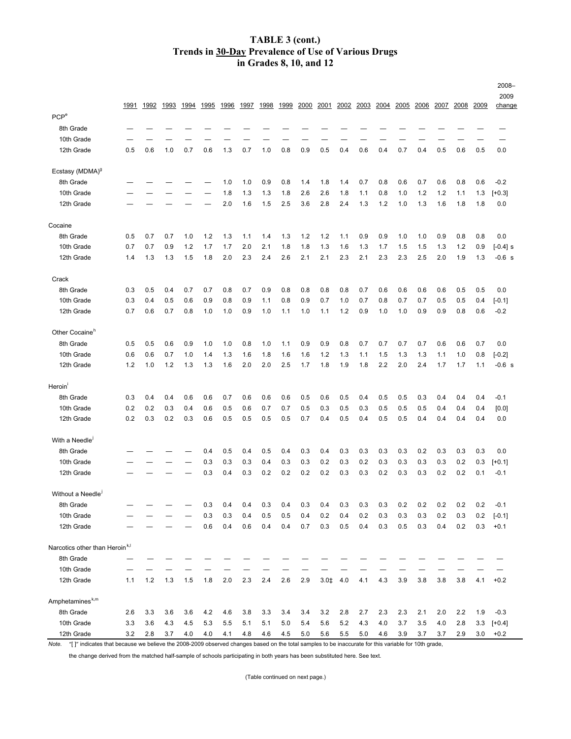# TABLE 3 (cont.)
## Trends in 30-Day Prevalence of Use of Various Drugs in Grades 8, 10, and 12

| | 1991 | 1992 | 1993 | 1994 | 1995 | 1996 | 1997 | 1998 | 1999 | 2000 | 2001 | 2002 | 2003 | 2004 | 2005 | 2006 | 2007 | 2008 | 2009 | 2008–2009 change |
|---|---|---|---|---|---|---|---|---|---|---|---|---|---|---|---|---|---|---|---|---|
| PCP[e] | | | | | | | | | | | | | | | | | | | | |
| 8th Grade | — | — | — | — | — | — | — | — | — | — | — | — | — | — | — | — | — | — | — | — |
| 10th Grade | — | — | — | — | — | — | — | — | — | — | — | — | — | — | — | — | — | — | — | — |
| 12th Grade | 0.5 | 0.6 | 1.0 | 0.7 | 0.6 | 1.3 | 0.7 | 1.0 | 0.8 | 0.9 | 0.5 | 0.4 | 0.6 | 0.4 | 0.7 | 0.4 | 0.5 | 0.6 | 0.5 | 0.0 |
| Ecstasy (MDMA)[g] | | | | | | | | | | | | | | | | | | | | |
| 8th Grade | — | — | — | — | — | 1.0 | 1.0 | 0.9 | 0.8 | 1.4 | 1.8 | 1.4 | 0.7 | 0.8 | 0.6 | 0.7 | 0.6 | 0.8 | 0.6 | -0.2 |
| 10th Grade | — | — | — | — | — | 1.8 | 1.3 | 1.3 | 1.8 | 2.6 | 2.6 | 1.8 | 1.1 | 0.8 | 1.0 | 1.2 | 1.2 | 1.1 | 1.3 | [+0.3] |
| 12th Grade | — | — | — | — | — | 2.0 | 1.6 | 1.5 | 2.5 | 3.6 | 2.8 | 2.4 | 1.3 | 1.2 | 1.0 | 1.3 | 1.6 | 1.8 | 1.8 | 0.0 |
| Cocaine | | | | | | | | | | | | | | | | | | | | |
| 8th Grade | 0.5 | 0.7 | 0.7 | 1.0 | 1.2 | 1.3 | 1.1 | 1.4 | 1.3 | 1.2 | 1.2 | 1.1 | 0.9 | 0.9 | 1.0 | 1.0 | 0.9 | 0.8 | 0.8 | 0.0 |
| 10th Grade | 0.7 | 0.7 | 0.9 | 1.2 | 1.7 | 1.7 | 2.0 | 2.1 | 1.8 | 1.8 | 1.3 | 1.6 | 1.3 | 1.7 | 1.5 | 1.5 | 1.3 | 1.2 | 0.9 | [-0.4] s |
| 12th Grade | 1.4 | 1.3 | 1.3 | 1.5 | 1.8 | 2.0 | 2.3 | 2.4 | 2.6 | 2.1 | 2.1 | 2.3 | 2.1 | 2.3 | 2.3 | 2.5 | 2.0 | 1.9 | 1.3 | -0.6 s |
| Crack | | | | | | | | | | | | | | | | | | | | |
| 8th Grade | 0.3 | 0.5 | 0.4 | 0.7 | 0.7 | 0.8 | 0.7 | 0.9 | 0.8 | 0.8 | 0.8 | 0.8 | 0.7 | 0.6 | 0.6 | 0.6 | 0.6 | 0.5 | 0.5 | 0.0 |
| 10th Grade | 0.3 | 0.4 | 0.5 | 0.6 | 0.9 | 0.8 | 0.9 | 1.1 | 0.8 | 0.9 | 0.7 | 1.0 | 0.7 | 0.8 | 0.7 | 0.7 | 0.5 | 0.5 | 0.4 | [-0.1] |
| 12th Grade | 0.7 | 0.6 | 0.7 | 0.8 | 1.0 | 1.0 | 0.9 | 1.0 | 1.1 | 1.0 | 1.1 | 1.2 | 0.9 | 1.0 | 1.0 | 0.9 | 0.9 | 0.8 | 0.6 | -0.2 |
| Other Cocaine[h] | | | | | | | | | | | | | | | | | | | | |
| 8th Grade | 0.5 | 0.5 | 0.6 | 0.9 | 1.0 | 1.0 | 0.8 | 1.0 | 1.1 | 0.9 | 0.9 | 0.8 | 0.7 | 0.7 | 0.7 | 0.7 | 0.6 | 0.6 | 0.7 | 0.0 |
| 10th Grade | 0.6 | 0.6 | 0.7 | 1.0 | 1.4 | 1.3 | 1.6 | 1.8 | 1.6 | 1.6 | 1.2 | 1.3 | 1.1 | 1.5 | 1.3 | 1.3 | 1.1 | 1.0 | 0.8 | [-0.2] |
| 12th Grade | 1.2 | 1.0 | 1.2 | 1.3 | 1.3 | 1.6 | 2.0 | 2.0 | 2.5 | 1.7 | 1.8 | 1.9 | 1.8 | 2.2 | 2.0 | 2.4 | 1.7 | 1.7 | 1.1 | -0.6 s |
| Heroin[i] | | | | | | | | | | | | | | | | | | | | |
| 8th Grade | 0.3 | 0.4 | 0.4 | 0.6 | 0.6 | 0.7 | 0.6 | 0.6 | 0.6 | 0.5 | 0.6 | 0.5 | 0.4 | 0.5 | 0.5 | 0.3 | 0.4 | 0.4 | 0.4 | -0.1 |
| 10th Grade | 0.2 | 0.2 | 0.3 | 0.4 | 0.6 | 0.5 | 0.6 | 0.7 | 0.7 | 0.5 | 0.3 | 0.5 | 0.3 | 0.5 | 0.5 | 0.5 | 0.4 | 0.4 | 0.4 | [0.0] |
| 12th Grade | 0.2 | 0.3 | 0.2 | 0.3 | 0.6 | 0.5 | 0.5 | 0.5 | 0.5 | 0.7 | 0.4 | 0.5 | 0.4 | 0.5 | 0.5 | 0.4 | 0.4 | 0.4 | 0.4 | 0.0 |
| With a Needle[j] | | | | | | | | | | | | | | | | | | | | |
| 8th Grade | — | — | — | — | 0.4 | 0.5 | 0.4 | 0.5 | 0.4 | 0.3 | 0.4 | 0.3 | 0.3 | 0.3 | 0.3 | 0.2 | 0.3 | 0.3 | 0.3 | 0.0 |
| 10th Grade | — | — | — | — | 0.3 | 0.3 | 0.3 | 0.4 | 0.3 | 0.3 | 0.2 | 0.3 | 0.2 | 0.3 | 0.3 | 0.3 | 0.3 | 0.2 | 0.3 | [+0.1] |
| 12th Grade | — | — | — | — | 0.3 | 0.4 | 0.3 | 0.2 | 0.2 | 0.2 | 0.2 | 0.3 | 0.3 | 0.2 | 0.3 | 0.3 | 0.2 | 0.2 | 0.1 | -0.1 |
| Without a Needle[j] | | | | | | | | | | | | | | | | | | | | |
| 8th Grade | — | — | — | — | 0.3 | 0.4 | 0.4 | 0.3 | 0.4 | 0.3 | 0.4 | 0.3 | 0.3 | 0.3 | 0.2 | 0.2 | 0.2 | 0.2 | 0.2 | -0.1 |
| 10th Grade | — | — | — | — | 0.3 | 0.3 | 0.4 | 0.5 | 0.5 | 0.4 | 0.2 | 0.4 | 0.2 | 0.3 | 0.3 | 0.3 | 0.2 | 0.3 | 0.2 | [-0.1] |
| 12th Grade | — | — | — | — | 0.6 | 0.4 | 0.6 | 0.4 | 0.4 | 0.7 | 0.3 | 0.5 | 0.4 | 0.3 | 0.5 | 0.3 | 0.4 | 0.2 | 0.3 | +0.1 |
| Narcotics other than Heroin[k,l] | | | | | | | | | | | | | | | | | | | | |
| 8th Grade | — | — | — | — | — | — | — | — | — | — | — | — | — | — | — | — | — | — | — | — |
| 10th Grade | — | — | — | — | — | — | — | — | — | — | — | — | — | — | — | — | — | — | — | — |
| 12th Grade | 1.1 | 1.2 | 1.3 | 1.5 | 1.8 | 2.0 | 2.3 | 2.4 | 2.6 | 2.9 | 3.0‡ | 4.0 | 4.1 | 4.3 | 3.9 | 3.8 | 3.8 | 3.8 | 4.1 | +0.2 |
| Amphetamines[k,m] | | | | | | | | | | | | | | | | | | | | |
| 8th Grade | 2.6 | 3.3 | 3.6 | 3.6 | 4.2 | 4.6 | 3.8 | 3.3 | 3.4 | 3.4 | 3.2 | 2.8 | 2.7 | 2.3 | 2.3 | 2.1 | 2.0 | 2.2 | 1.9 | -0.3 |
| 10th Grade | 3.3 | 3.6 | 4.3 | 4.5 | 5.3 | 5.5 | 5.1 | 5.1 | 5.0 | 5.4 | 5.6 | 5.2 | 4.3 | 4.0 | 3.7 | 3.5 | 4.0 | 2.8 | 3.3 | [+0.4] |
| 12th Grade | 3.2 | 2.8 | 3.7 | 4.0 | 4.0 | 4.1 | 4.8 | 4.6 | 4.5 | 5.0 | 5.6 | 5.5 | 5.0 | 4.6 | 3.9 | 3.7 | 3.7 | 2.9 | 3.0 | +0.2 |

*Note.* "[ ]" indicates that because we believe the 2008-2009 observed changes based on the total samples to be inaccurate for this variable for 10th grade, the change derived from the matched half-sample of schools participating in both years has been substituted here. See text.

(Table continued on next page.)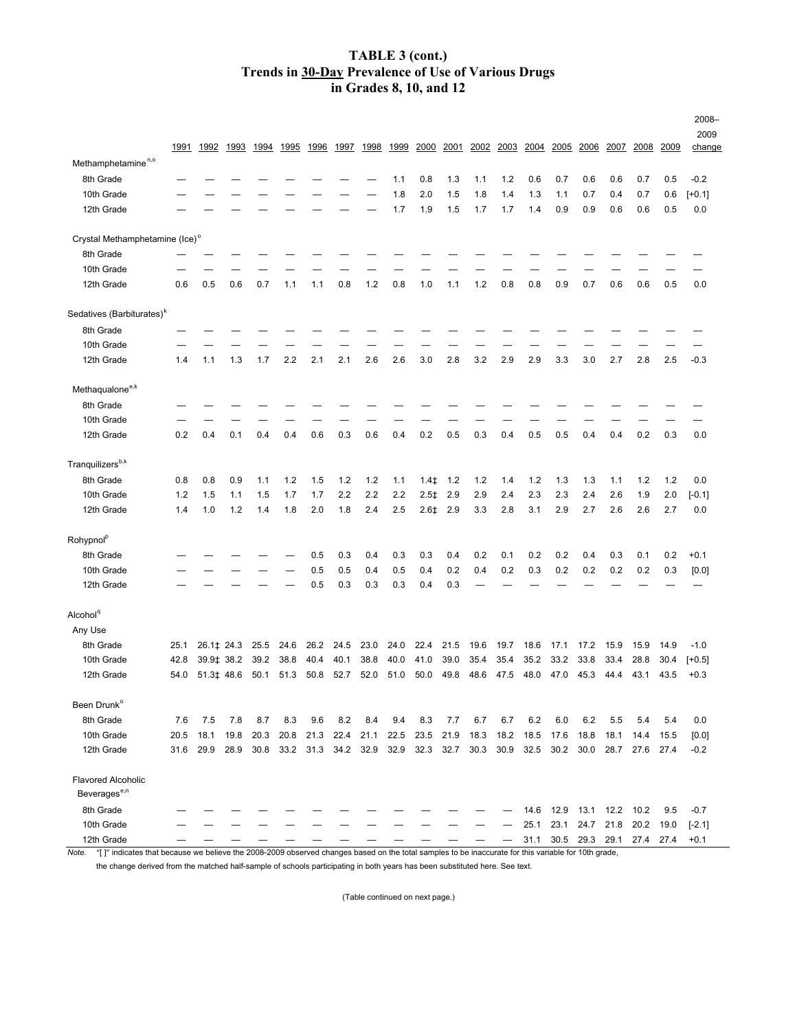# TABLE 3 (cont.)
## Trends in 30-Day Prevalence of Use of Various Drugs in Grades 8, 10, and 12

| | 1991 | 1992 | 1993 | 1994 | 1995 | 1996 | 1997 | 1998 | 1999 | 2000 | 2001 | 2002 | 2003 | 2004 | 2005 | 2006 | 2007 | 2008 | 2009 | 2008–2009 change |
|---|---|---|---|---|---|---|---|---|---|---|---|---|---|---|---|---|---|---|---|---|
| Methamphetamine[n,o] | | | | | | | | | | | | | | | | | | | | |
| 8th Grade | — | — | — | — | — | — | — | — | 1.1 | 0.8 | 1.3 | 1.1 | 1.2 | 0.6 | 0.7 | 0.6 | 0.6 | 0.7 | 0.5 | -0.2 |
| 10th Grade | — | — | — | — | — | — | — | — | 1.8 | 2.0 | 1.5 | 1.8 | 1.4 | 1.3 | 1.1 | 0.7 | 0.4 | 0.7 | 0.6 | [+0.1] |
| 12th Grade | — | — | — | — | — | — | — | — | 1.7 | 1.9 | 1.5 | 1.7 | 1.7 | 1.4 | 0.9 | 0.9 | 0.6 | 0.6 | 0.5 | 0.0 |
| Crystal Methamphetamine (Ice)[o] | | | | | | | | | | | | | | | | | | | | |
| 8th Grade | — | — | — | — | — | — | — | — | — | — | — | — | — | — | — | — | — | — | — | — |
| 10th Grade | — | — | — | — | — | — | — | — | — | — | — | — | — | — | — | — | — | — | — | — |
| 12th Grade | 0.6 | 0.5 | 0.6 | 0.7 | 1.1 | 1.1 | 0.8 | 1.2 | 0.8 | 1.0 | 1.1 | 1.2 | 0.8 | 0.8 | 0.9 | 0.7 | 0.6 | 0.6 | 0.5 | 0.0 |
| Sedatives (Barbiturates)[k] | | | | | | | | | | | | | | | | | | | | |
| 8th Grade | — | — | — | — | — | — | — | — | — | — | — | — | — | — | — | — | — | — | — | — |
| 10th Grade | — | — | — | — | — | — | — | — | — | — | — | — | — | — | — | — | — | — | — | — |
| 12th Grade | 1.4 | 1.1 | 1.3 | 1.7 | 2.2 | 2.1 | 2.1 | 2.6 | 2.6 | 3.0 | 2.8 | 3.2 | 2.9 | 2.9 | 3.3 | 3.0 | 2.7 | 2.8 | 2.5 | -0.3 |
| Methaqualone[e,k] | | | | | | | | | | | | | | | | | | | | |
| 8th Grade | — | — | — | — | — | — | — | — | — | — | — | — | — | — | — | — | — | — | — | — |
| 10th Grade | — | — | — | — | — | — | — | — | — | — | — | — | — | — | — | — | — | — | — | — |
| 12th Grade | 0.2 | 0.4 | 0.1 | 0.4 | 0.4 | 0.6 | 0.3 | 0.6 | 0.4 | 0.2 | 0.5 | 0.3 | 0.4 | 0.5 | 0.5 | 0.4 | 0.4 | 0.2 | 0.3 | 0.0 |
| Tranquilizers[b,k] | | | | | | | | | | | | | | | | | | | | |
| 8th Grade | 0.8 | 0.8 | 0.9 | 1.1 | 1.2 | 1.5 | 1.2 | 1.2 | 1.1 | 1.4‡ | 1.2 | 1.2 | 1.4 | 1.2 | 1.3 | 1.3 | 1.1 | 1.2 | 1.2 | 0.0 |
| 10th Grade | 1.2 | 1.5 | 1.1 | 1.5 | 1.7 | 1.7 | 2.2 | 2.2 | 2.2 | 2.5‡ | 2.9 | 2.9 | 2.4 | 2.3 | 2.3 | 2.4 | 2.6 | 1.9 | 2.0 | [-0.1] |
| 12th Grade | 1.4 | 1.0 | 1.2 | 1.4 | 1.8 | 2.0 | 1.8 | 2.4 | 2.5 | 2.6‡ | 2.9 | 3.3 | 2.8 | 3.1 | 2.9 | 2.7 | 2.6 | 2.6 | 2.7 | 0.0 |
| Rohypnol[p] | | | | | | | | | | | | | | | | | | | | |
| 8th Grade | — | — | — | — | — | 0.5 | 0.3 | 0.4 | 0.3 | 0.3 | 0.4 | 0.2 | 0.1 | 0.2 | 0.2 | 0.4 | 0.3 | 0.1 | 0.2 | +0.1 |
| 10th Grade | — | — | — | — | — | 0.5 | 0.5 | 0.4 | 0.5 | 0.4 | 0.2 | 0.4 | 0.2 | 0.3 | 0.2 | 0.2 | 0.2 | 0.2 | 0.3 | [0.0] |
| 12th Grade | — | — | — | — | — | 0.5 | 0.3 | 0.3 | 0.3 | 0.4 | 0.3 | — | — | — | — | — | — | — | — | — |
| Alcohol[q] | | | | | | | | | | | | | | | | | | | | |
| Any Use | | | | | | | | | | | | | | | | | | | | |
| 8th Grade | 25.1 | 26.1‡ | 24.3 | 25.5 | 24.6 | 26.2 | 24.5 | 23.0 | 24.0 | 22.4 | 21.5 | 19.6 | 19.7 | 18.6 | 17.1 | 17.2 | 15.9 | 15.9 | 14.9 | -1.0 |
| 10th Grade | 42.8 | 39.9‡ | 38.2 | 39.2 | 38.8 | 40.4 | 40.1 | 38.8 | 40.0 | 41.0 | 39.0 | 35.4 | 35.4 | 35.2 | 33.2 | 33.8 | 33.4 | 28.8 | 30.4 | [+0.5] |
| 12th Grade | 54.0 | 51.3‡ | 48.6 | 50.1 | 51.3 | 50.8 | 52.7 | 52.0 | 51.0 | 50.0 | 49.8 | 48.6 | 47.5 | 48.0 | 47.0 | 45.3 | 44.4 | 43.1 | 43.5 | +0.3 |
| Been Drunk[o] | | | | | | | | | | | | | | | | | | | | |
| 8th Grade | 7.6 | 7.5 | 7.8 | 8.7 | 8.3 | 9.6 | 8.2 | 8.4 | 9.4 | 8.3 | 7.7 | 6.7 | 6.7 | 6.2 | 6.0 | 6.2 | 5.5 | 5.4 | 5.4 | 0.0 |
| 10th Grade | 20.5 | 18.1 | 19.8 | 20.3 | 20.8 | 21.3 | 22.4 | 21.1 | 22.5 | 23.5 | 21.9 | 18.3 | 18.2 | 18.5 | 17.6 | 18.8 | 18.1 | 14.4 | 15.5 | [0.0] |
| 12th Grade | 31.6 | 29.9 | 28.9 | 30.8 | 33.2 | 31.3 | 34.2 | 32.9 | 32.9 | 32.3 | 32.7 | 30.3 | 30.9 | 32.5 | 30.2 | 30.0 | 28.7 | 27.6 | 27.4 | -0.2 |
| Flavored Alcoholic Beverages[e,n] | | | | | | | | | | | | | | | | | | | | |
| 8th Grade | — | — | — | — | — | — | — | — | — | — | — | — | — | 14.6 | 12.9 | 13.1 | 12.2 | 10.2 | 9.5 | -0.7 |
| 10th Grade | — | — | — | — | — | — | — | — | — | — | — | — | — | 25.1 | 23.1 | 24.7 | 21.8 | 20.2 | 19.0 | [-2.1] |
| 12th Grade | — | — | — | — | — | — | — | — | — | — | — | — | — | 31.1 | 30.5 | 29.3 | 29.1 | 27.4 | 27.4 | +0.1 |

*Note.* "[ ]" indicates that because we believe the 2008-2009 observed changes based on the total samples to be inaccurate for this variable for 10th grade, the change derived from the matched half-sample of schools participating in both years has been substituted here. See text.

(Table continued on next page.)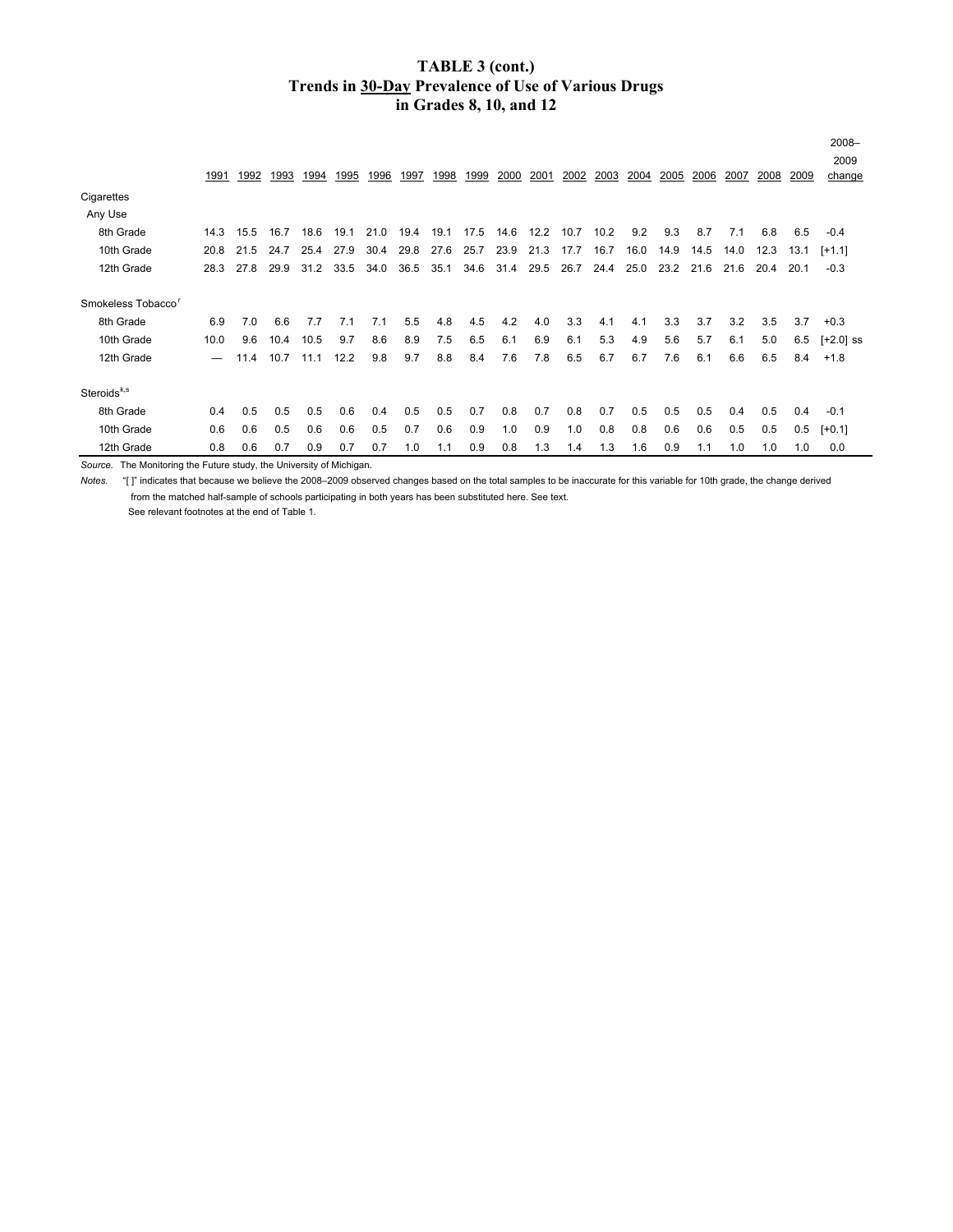# TABLE 3 (cont.)
## Trends in 30-Day Prevalence of Use of Various Drugs in Grades 8, 10, and 12

| | 1991 | 1992 | 1993 | 1994 | 1995 | 1996 | 1997 | 1998 | 1999 | 2000 | 2001 | 2002 | 2003 | 2004 | 2005 | 2006 | 2007 | 2008 | 2009 | 2008–2009 change |
|---|---|---|---|---|---|---|---|---|---|---|---|---|---|---|---|---|---|---|---|---|
| Cigarettes | | | | | | | | | | | | | | | | | | | | |
| Any Use | | | | | | | | | | | | | | | | | | | | |
| 8th Grade | 14.3 | 15.5 | 16.7 | 18.6 | 19.1 | 21.0 | 19.4 | 19.1 | 17.5 | 14.6 | 12.2 | 10.7 | 10.2 | 9.2 | 9.3 | 8.7 | 7.1 | 6.8 | 6.5 | -0.4 |
| 10th Grade | 20.8 | 21.5 | 24.7 | 25.4 | 27.9 | 30.4 | 29.8 | 27.6 | 25.7 | 23.9 | 21.3 | 17.7 | 16.7 | 16.0 | 14.9 | 14.5 | 14.0 | 12.3 | 13.1 | [+1.1] |
| 12th Grade | 28.3 | 27.8 | 29.9 | 31.2 | 33.5 | 34.0 | 36.5 | 35.1 | 34.6 | 31.4 | 29.5 | 26.7 | 24.4 | 25.0 | 23.2 | 21.6 | 21.6 | 20.4 | 20.1 | -0.3 |
| Smokeless Tobacco[r] | | | | | | | | | | | | | | | | | | | | |
| 8th Grade | 6.9 | 7.0 | 6.6 | 7.7 | 7.1 | 7.1 | 5.5 | 4.8 | 4.5 | 4.2 | 4.0 | 3.3 | 4.1 | 4.1 | 3.3 | 3.7 | 3.2 | 3.5 | 3.7 | +0.3 |
| 10th Grade | 10.0 | 9.6 | 10.4 | 10.5 | 9.7 | 8.6 | 8.9 | 7.5 | 6.5 | 6.1 | 6.9 | 6.1 | 5.3 | 4.9 | 5.6 | 5.7 | 6.1 | 5.0 | 6.5 | [+2.0] ss |
| 12th Grade | — | 11.4 | 10.7 | 11.1 | 12.2 | 9.8 | 9.7 | 8.8 | 8.4 | 7.6 | 7.8 | 6.5 | 6.7 | 6.7 | 7.6 | 6.1 | 6.6 | 6.5 | 8.4 | +1.8 |
| Steroids[k,s] | | | | | | | | | | | | | | | | | | | | |
| 8th Grade | 0.4 | 0.5 | 0.5 | 0.5 | 0.6 | 0.4 | 0.5 | 0.5 | 0.7 | 0.8 | 0.7 | 0.8 | 0.7 | 0.5 | 0.5 | 0.5 | 0.4 | 0.5 | 0.4 | -0.1 |
| 10th Grade | 0.6 | 0.6 | 0.5 | 0.6 | 0.6 | 0.5 | 0.7 | 0.6 | 0.9 | 1.0 | 0.9 | 1.0 | 0.8 | 0.8 | 0.6 | 0.6 | 0.5 | 0.5 | 0.5 | [+0.1] |
| 12th Grade | 0.8 | 0.6 | 0.7 | 0.9 | 0.7 | 0.7 | 1.0 | 1.1 | 0.9 | 0.8 | 1.3 | 1.4 | 1.3 | 1.6 | 0.9 | 1.1 | 1.0 | 1.0 | 1.0 | 0.0 |

*Source.* The Monitoring the Future study, the University of Michigan.

*Notes.* "[ ]" indicates that because we believe the 2008–2009 observed changes based on the total samples to be inaccurate for this variable for 10th grade, the change derived from the matched half-sample of schools participating in both years has been substituted here. See text.

See relevant footnotes at the end of Table 1.